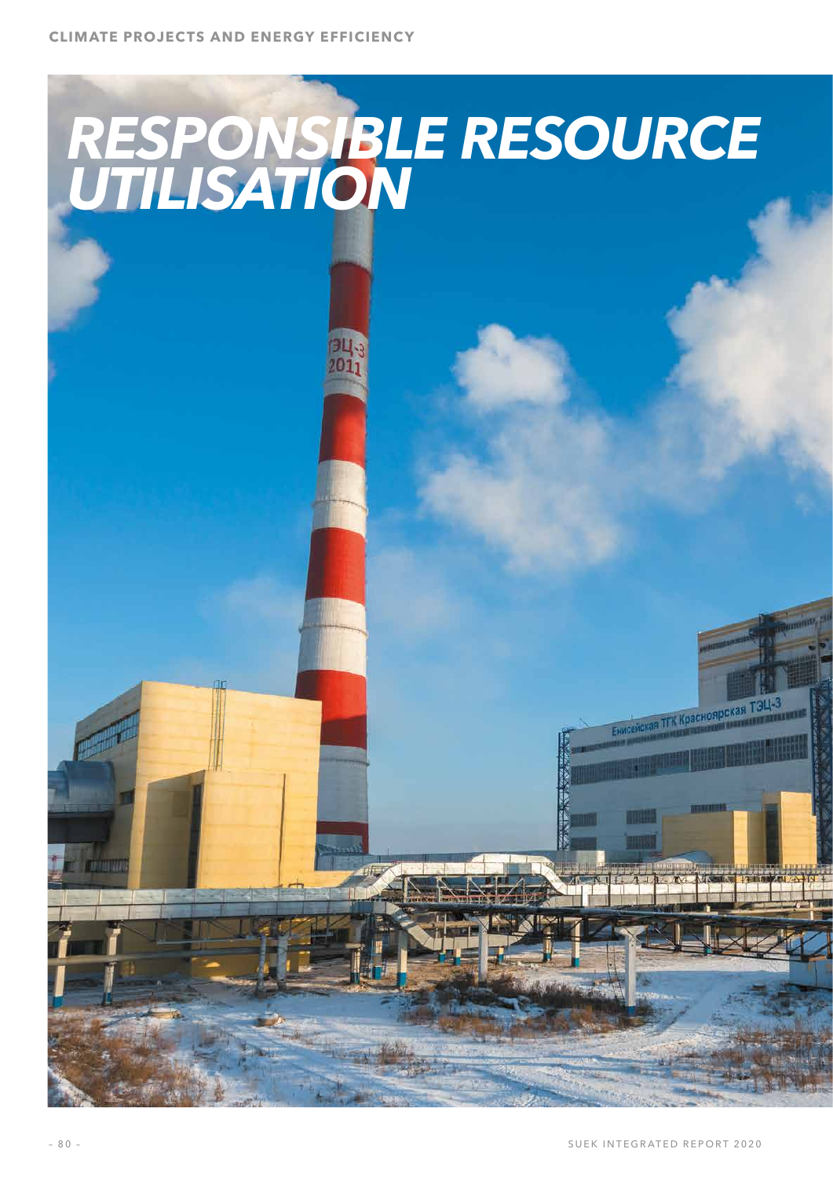# RESPONSIBLE RESOURCE UTILISATION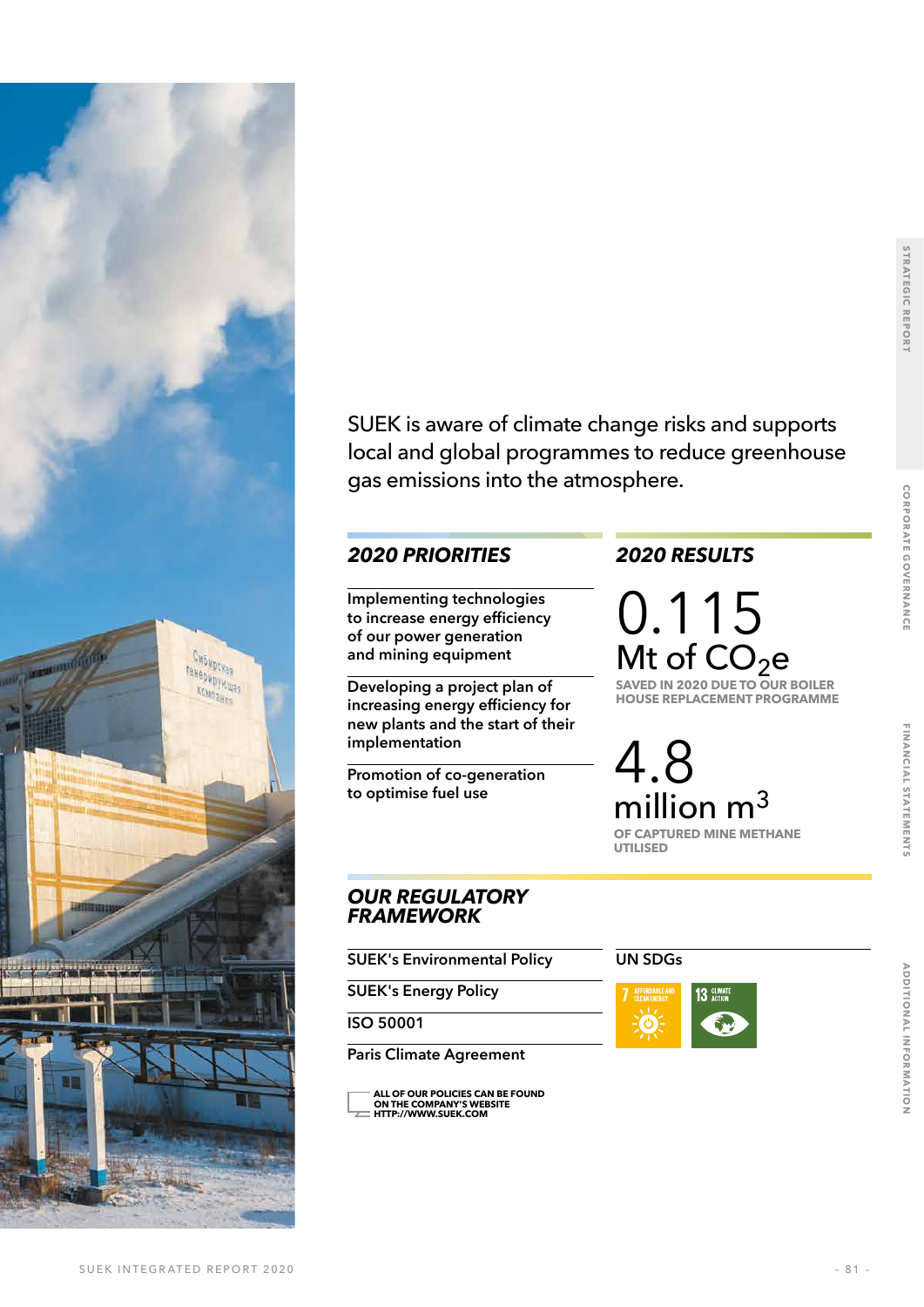SUEK is aware of climate change risks and supports local and global programmes to reduce greenhouse gas emissions into the atmosphere.

## *2020 PRIORITIES*

- Implementing technologies to increase energy efficiency of our power generation and mining equipment
- Developing a project plan of increasing energy efficiency for new plants and the start of their implementation
- Promotion of co-generation to optimise fuel use

## *2020 RESULTS*

**0.115**
**Mt of $CO_2e$**
SAVED IN 2020 DUE TO OUR BOILER HOUSE REPLACEMENT PROGRAMME

**4.8**
**million $m^3$**
OF CAPTURED MINE METHANE UTILISED

## *OUR REGULATORY FRAMEWORK*

- SUEK's Environmental Policy
- SUEK's Energy Policy
- ISO 50001
- Paris Climate Agreement

**UN SDGs**

7 AFFORDABLE AND CLEAN ENERGY

13 CLIMATE ACTION

ALL OF OUR POLICIES CAN BE FOUND ON THE COMPANY'S WEBSITE HTTP://WWW.SUEK.COM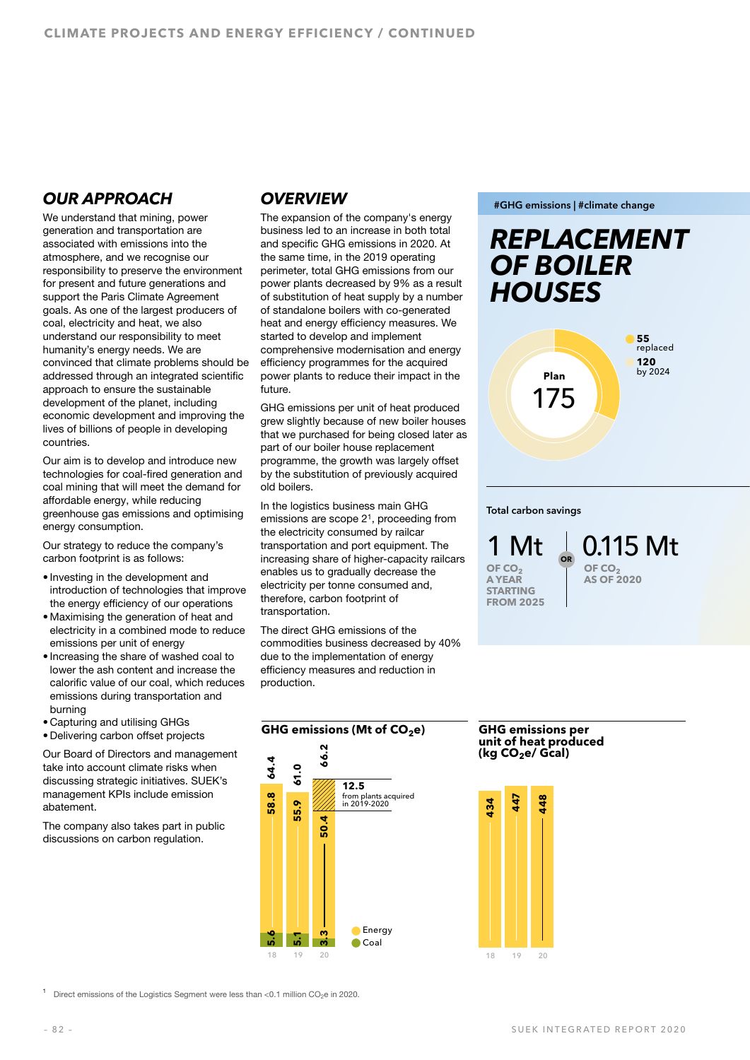## OUR APPROACH

We understand that mining, power generation and transportation are associated with emissions into the atmosphere, and we recognise our responsibility to preserve the environment for present and future generations and support the Paris Climate Agreement goals. As one of the largest producers of coal, electricity and heat, we also understand our responsibility to meet humanity's energy needs. We are convinced that climate problems should be addressed through an integrated scientific approach to ensure the sustainable development of the planet, including economic development and improving the lives of billions of people in developing countries.

Our aim is to develop and introduce new technologies for coal-fired generation and coal mining that will meet the demand for affordable energy, while reducing greenhouse gas emissions and optimising energy consumption.

Our strategy to reduce the company's carbon footprint is as follows:

- Investing in the development and introduction of technologies that improve the energy efficiency of our operations
- Maximising the generation of heat and electricity in a combined mode to reduce emissions per unit of energy
- Increasing the share of washed coal to lower the ash content and increase the calorific value of our coal, which reduces emissions during transportation and burning
- Capturing and utilising GHGs
- Delivering carbon offset projects

Our Board of Directors and management take into account climate risks when discussing strategic initiatives. SUEK's management KPIs include emission abatement.

The company also takes part in public discussions on carbon regulation.

## OVERVIEW

The expansion of the company's energy business led to an increase in both total and specific GHG emissions in 2020. At the same time, in the 2019 operating perimeter, total GHG emissions from our power plants decreased by 9% as a result of substitution of heat supply by a number of standalone boilers with co-generated heat and energy efficiency measures. We started to develop and implement comprehensive modernisation and energy efficiency programmes for the acquired power plants to reduce their impact in the future.

GHG emissions per unit of heat produced grew slightly because of new boiler houses that we purchased for being closed later as part of our boiler house replacement programme, the growth was largely offset by the substitution of previously acquired old boilers.

In the logistics business main GHG emissions are scope 2[1], proceeding from the electricity consumed by railcar transportation and port equipment. The increasing share of higher-capacity railcars enables us to gradually decrease the electricity per tonne consumed and, therefore, carbon footprint of transportation.

The direct GHG emissions of the commodities business decreased by 40% due to the implementation of energy efficiency measures and reduction in production.

#GHG emissions | #climate change

## REPLACEMENT OF BOILER HOUSES

Plan 175

- 55 replaced
- 120 by 2024

Total carbon savings

**1 Mt** OF $CO_2$ A YEAR STARTING FROM 2025 OR **0.115 Mt** OF $CO_2$ AS OF 2020

### GHG emissions (Mt of $CO_2$e)

| Year | Energy | Coal | Total |
|---|---|---|---|
| 18 | 58.8 | 5.6 | 64.4 |
| 19 | 55.9 | 5.1 | 61.0 |
| 20 | 50.4 (+12.5 from plants acquired in 2019-2020) | 3.3 | 66.2 |

### GHG emissions per unit of heat produced (kg $CO_2$e/ Gcal)

| Year | Value |
|---|---|
| 18 | 434 |
| 19 | 447 |
| 20 | 448 |

[1] Direct emissions of the Logistics Segment were less than <0.1 million $CO_2$e in 2020.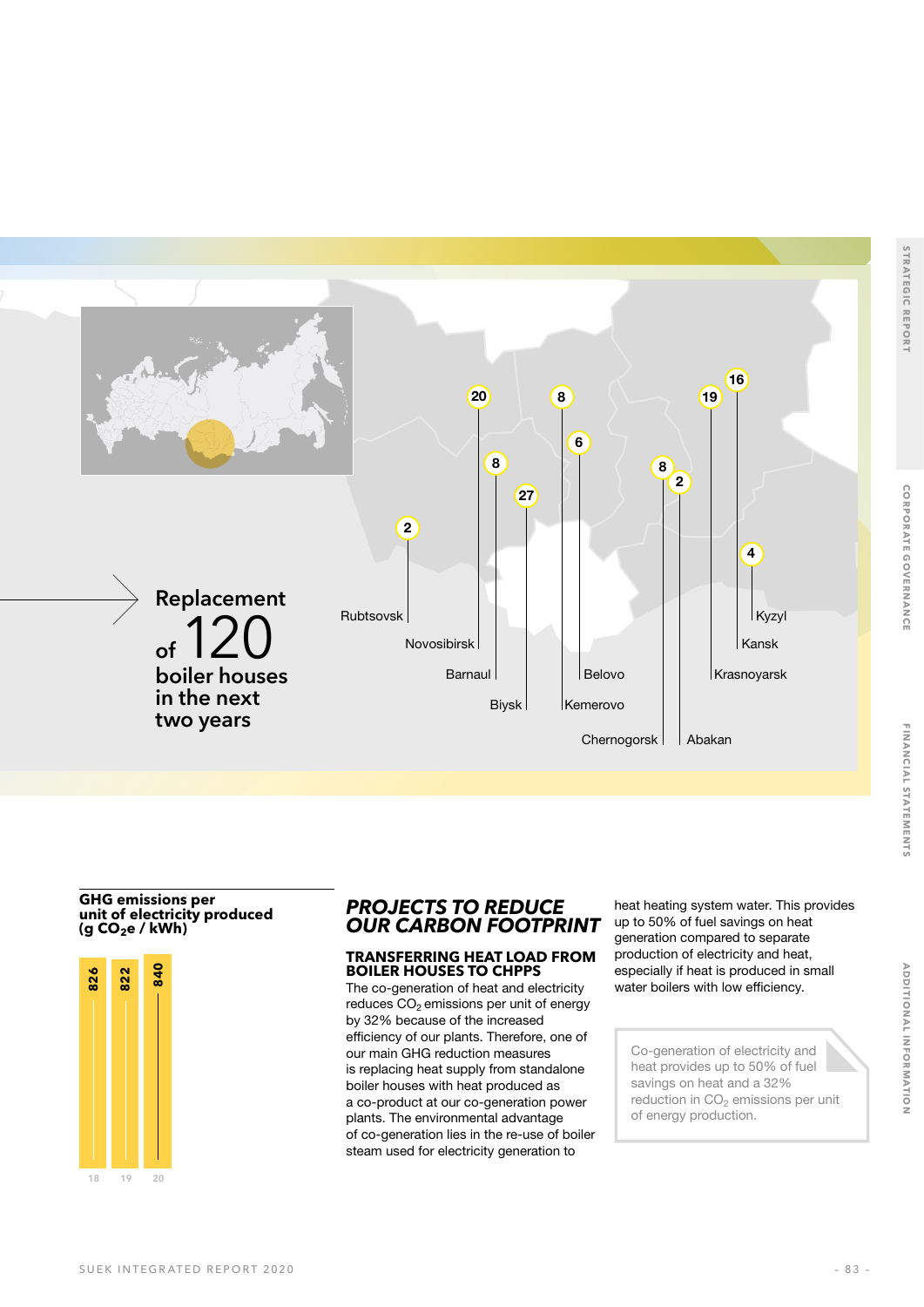Replacement of 120 boiler houses in the next two years

| City | Number |
| --- | --- |
| Rubtsovsk | 2 |
| Novosibirsk | 20 |
| Barnaul | 8 |
| Biysk | 27 |
| Kemerovo | 8 |
| Belovo | 6 |
| Chernogorsk | 8 |
| Abakan | 2 |
| Krasnoyarsk | 19 |
| Kansk | 16 |
| Kyzyl | 4 |

**GHG emissions per unit of electricity produced (g $CO_2e$ / kWh)**

| Year | Value |
| --- | --- |
| 18 | 826 |
| 19 | 822 |
| 20 | 840 |

## *PROJECTS TO REDUCE OUR CARBON FOOTPRINT*

### TRANSFERRING HEAT LOAD FROM BOILER HOUSES TO CHPPS

The co-generation of heat and electricity reduces $CO_2$ emissions per unit of energy by 32% because of the increased efficiency of our plants. Therefore, one of our main GHG reduction measures is replacing heat supply from standalone boiler houses with heat produced as a co-product at our co-generation power plants. The environmental advantage of co-generation lies in the re-use of boiler steam used for electricity generation to heat heating system water. This provides up to 50% of fuel savings on heat generation compared to separate production of electricity and heat, especially if heat is produced in small water boilers with low efficiency.

Co-generation of electricity and heat provides up to 50% of fuel savings on heat and a 32% reduction in $CO_2$ emissions per unit of energy production.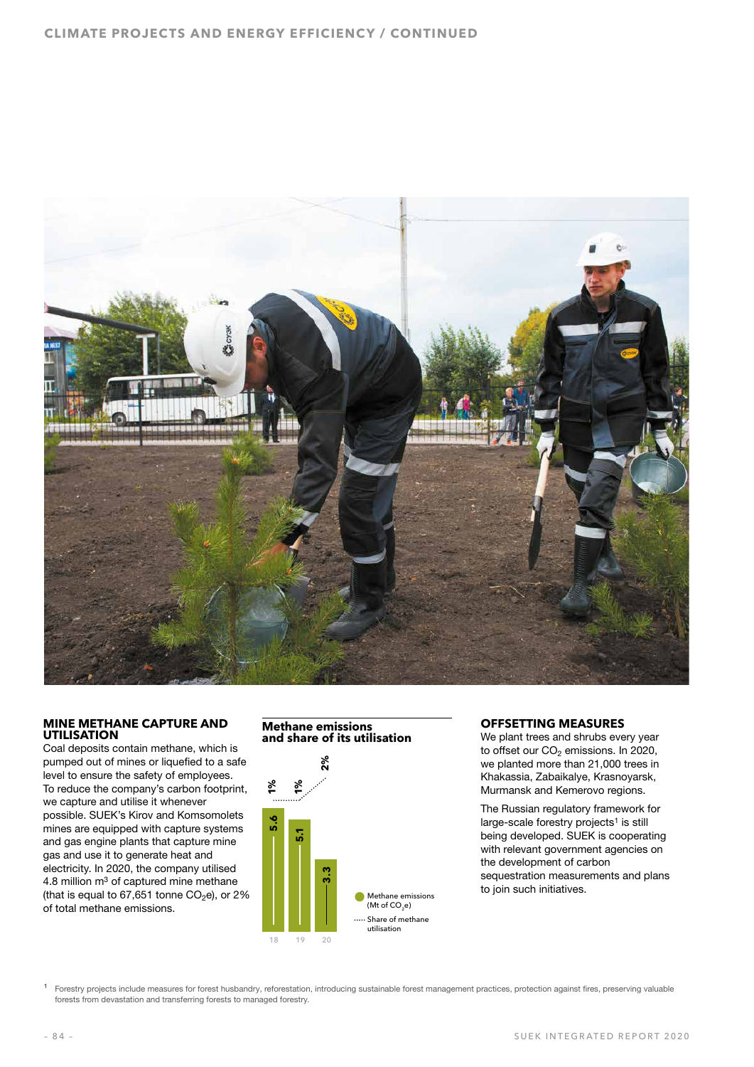## MINE METHANE CAPTURE AND UTILISATION

Coal deposits contain methane, which is pumped out of mines or liquefied to a safe level to ensure the safety of employees. To reduce the company's carbon footprint, we capture and utilise it whenever possible. SUEK's Kirov and Komsomolets mines are equipped with capture systems and gas engine plants that capture mine gas and use it to generate heat and electricity. In 2020, the company utilised 4.8 million m³ of captured mine methane (that is equal to 67,651 tonne $CO_2$e), or 2% of total methane emissions.

**Methane emissions and share of its utilisation**

| Year | Methane emissions (Mt of $CO_2$e) | Share of methane utilisation |
|---|---|---|
| 18 | 5.6 | 1% |
| 19 | 5.1 | 1% |
| 20 | 3.3 | 2% |

## OFFSETTING MEASURES

We plant trees and shrubs every year to offset our $CO_2$ emissions. In 2020, we planted more than 21,000 trees in Khakassia, Zabaikalye, Krasnoyarsk, Murmansk and Kemerovo regions.

The Russian regulatory framework for large-scale forestry projects[1] is still being developed. SUEK is cooperating with relevant government agencies on the development of carbon sequestration measurements and plans to join such initiatives.

[1] Forestry projects include measures for forest husbandry, reforestation, introducing sustainable forest management practices, protection against fires, preserving valuable forests from devastation and transferring forests to managed forestry.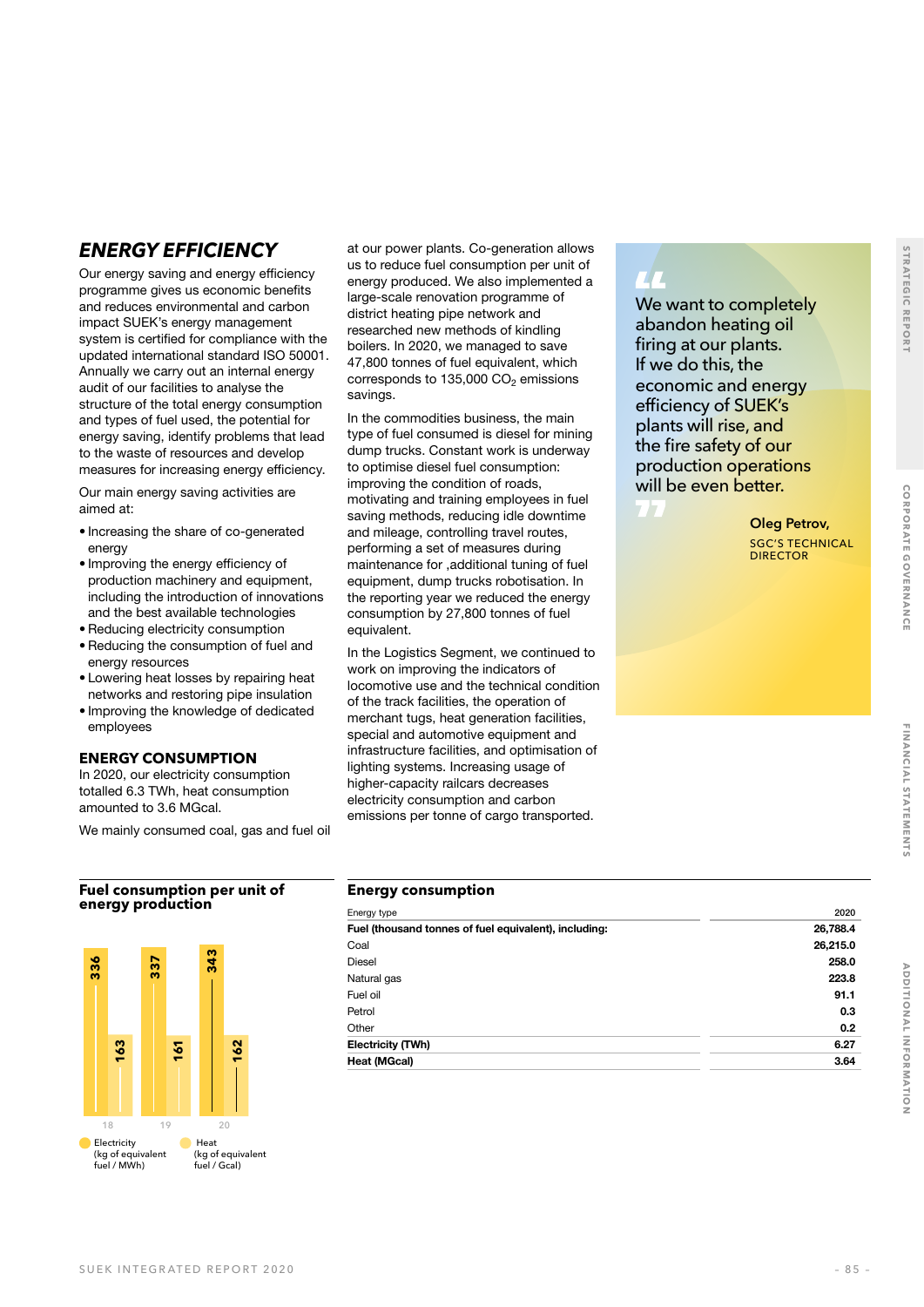## *ENERGY EFFICIENCY*

Our energy saving and energy efficiency programme gives us economic benefits and reduces environmental and carbon impact SUEK's energy management system is certified for compliance with the updated international standard ISO 50001. Annually we carry out an internal energy audit of our facilities to analyse the structure of the total energy consumption and types of fuel used, the potential for energy saving, identify problems that lead to the waste of resources and develop measures for increasing energy efficiency.

Our main energy saving activities are aimed at:

- Increasing the share of co-generated energy
- Improving the energy efficiency of production machinery and equipment, including the introduction of innovations and the best available technologies
- Reducing electricity consumption
- Reducing the consumption of fuel and energy resources
- Lowering heat losses by repairing heat networks and restoring pipe insulation
- Improving the knowledge of dedicated employees

### ENERGY CONSUMPTION

In 2020, our electricity consumption totalled 6.3 TWh, heat consumption amounted to 3.6 MGcal.

We mainly consumed coal, gas and fuel oil at our power plants. Co-generation allows us to reduce fuel consumption per unit of energy produced. We also implemented a large-scale renovation programme of district heating pipe network and researched new methods of kindling boilers. In 2020, we managed to save 47,800 tonnes of fuel equivalent, which corresponds to 135,000 $CO_2$ emissions savings.

In the commodities business, the main type of fuel consumed is diesel for mining dump trucks. Constant work is underway to optimise diesel fuel consumption: improving the condition of roads, motivating and training employees in fuel saving methods, reducing idle downtime and mileage, controlling travel routes, performing a set of measures during maintenance for ,additional tuning of fuel equipment, dump trucks robotisation. In the reporting year we reduced the energy consumption by 27,800 tonnes of fuel equivalent.

In the Logistics Segment, we continued to work on improving the indicators of locomotive use and the technical condition of the track facilities, the operation of merchant tugs, heat generation facilities, special and automotive equipment and infrastructure facilities, and optimisation of lighting systems. Increasing usage of higher-capacity railcars decreases electricity consumption and carbon emissions per tonne of cargo transported.

> "We want to completely abandon heating oil firing at our plants. If we do this, the economic and energy efficiency of SUEK's plants will rise, and the fire safety of our production operations will be even better."
>
> **Oleg Petrov,** SGC'S TECHNICAL DIRECTOR

### Fuel consumption per unit of energy production

336
163
18
337
161
19
343
162
20

Electricity (kg of equivalent fuel / MWh)
Heat (kg of equivalent fuel / Gcal)

### Energy consumption

| Energy type | 2020 |
|---|---|
| **Fuel (thousand tonnes of fuel equivalent), including:** | **26,788.4** |
| Coal | **26,215.0** |
| Diesel | **258.0** |
| Natural gas | **223.8** |
| Fuel oil | **91.1** |
| Petrol | **0.3** |
| Other | **0.2** |
| **Electricity (TWh)** | **6.27** |
| **Heat (MGcal)** | **3.64** |